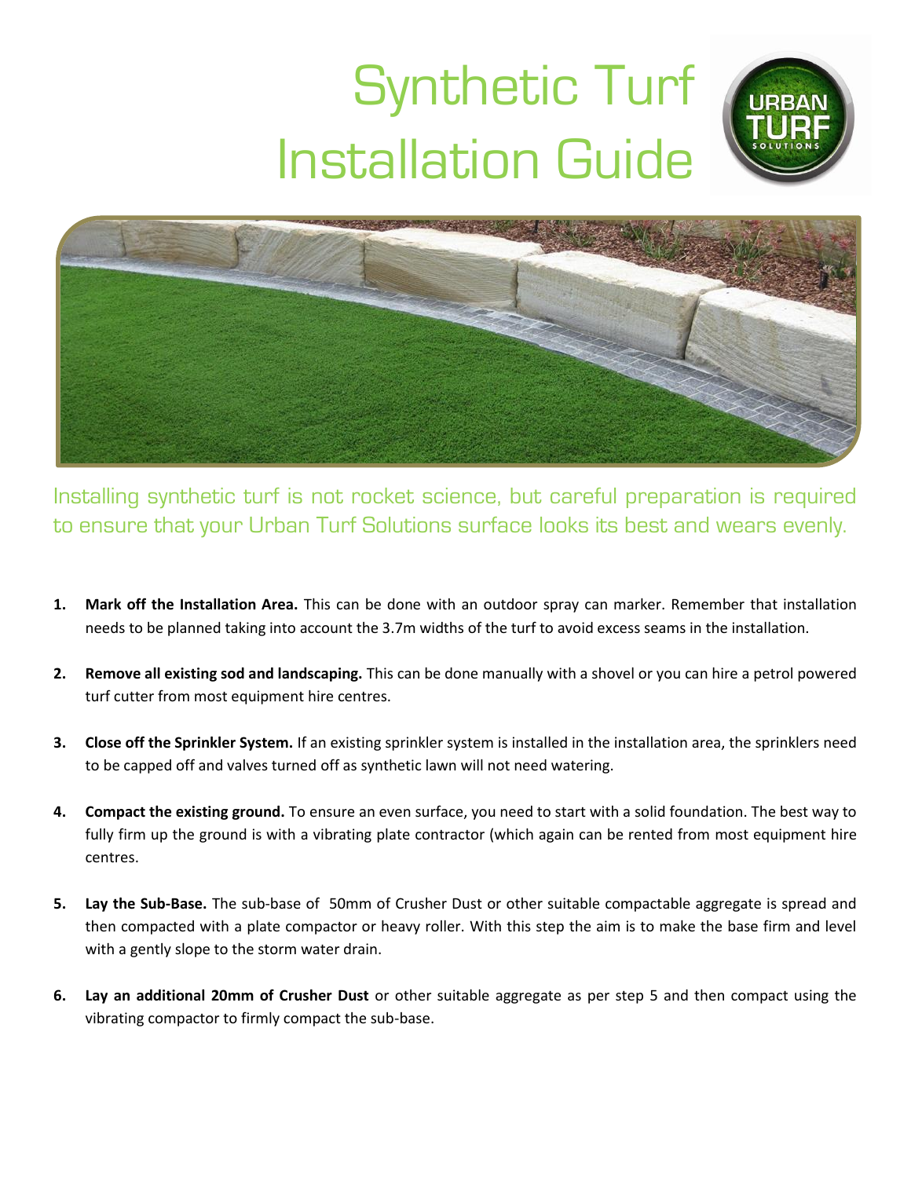# Synthetic Turf Installation Guide

Installing synthetic turf is not rocket science, but careful preparation is required to ensure that your Urban Turf Solutions surface looks its best and wears evenly.

1. **Mark off the Installation Area.** This can be done with an outdoor spray can marker. Remember that installation needs to be planned taking into account the 3.7m widths of the turf to avoid excess seams in the installation.

2. **Remove all existing sod and landscaping.** This can be done manually with a shovel or you can hire a petrol powered turf cutter from most equipment hire centres.

3. **Close off the Sprinkler System.** If an existing sprinkler system is installed in the installation area, the sprinklers need to be capped off and valves turned off as synthetic lawn will not need watering.

4. **Compact the existing ground.** To ensure an even surface, you need to start with a solid foundation. The best way to fully firm up the ground is with a vibrating plate contractor (which again can be rented from most equipment hire centres.

5. **Lay the Sub-Base.** The sub-base of 50mm of Crusher Dust or other suitable compactable aggregate is spread and then compacted with a plate compactor or heavy roller. With this step the aim is to make the base firm and level with a gently slope to the storm water drain.

6. **Lay an additional 20mm of Crusher Dust** or other suitable aggregate as per step 5 and then compact using the vibrating compactor to firmly compact the sub-base.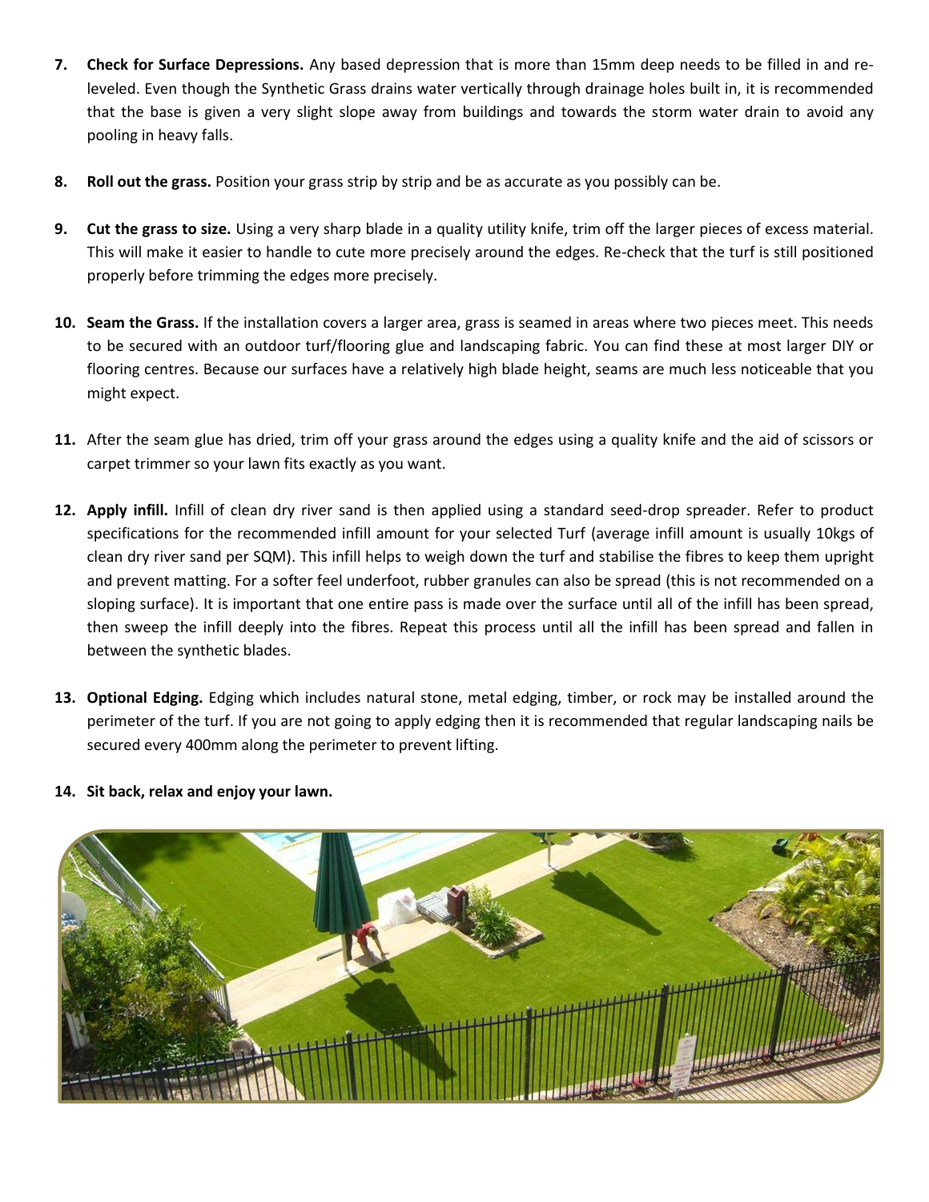7. **Check for Surface Depressions.** Any based depression that is more than 15mm deep needs to be filled in and re-leveled. Even though the Synthetic Grass drains water vertically through drainage holes built in, it is recommended that the base is given a very slight slope away from buildings and towards the storm water drain to avoid any pooling in heavy falls.

8. **Roll out the grass.** Position your grass strip by strip and be as accurate as you possibly can be.

9. **Cut the grass to size.** Using a very sharp blade in a quality utility knife, trim off the larger pieces of excess material. This will make it easier to handle to cute more precisely around the edges. Re-check that the turf is still positioned properly before trimming the edges more precisely.

10. **Seam the Grass.** If the installation covers a larger area, grass is seamed in areas where two pieces meet. This needs to be secured with an outdoor turf/flooring glue and landscaping fabric. You can find these at most larger DIY or flooring centres. Because our surfaces have a relatively high blade height, seams are much less noticeable that you might expect.

11. After the seam glue has dried, trim off your grass around the edges using a quality knife and the aid of scissors or carpet trimmer so your lawn fits exactly as you want.

12. **Apply infill.** Infill of clean dry river sand is then applied using a standard seed-drop spreader. Refer to product specifications for the recommended infill amount for your selected Turf (average infill amount is usually 10kgs of clean dry river sand per SQM). This infill helps to weigh down the turf and stabilise the fibres to keep them upright and prevent matting. For a softer feel underfoot, rubber granules can also be spread (this is not recommended on a sloping surface). It is important that one entire pass is made over the surface until all of the infill has been spread, then sweep the infill deeply into the fibres. Repeat this process until all the infill has been spread and fallen in between the synthetic blades.

13. **Optional Edging.** Edging which includes natural stone, metal edging, timber, or rock may be installed around the perimeter of the turf. If you are not going to apply edging then it is recommended that regular landscaping nails be secured every 400mm along the perimeter to prevent lifting.

14. **Sit back, relax and enjoy your lawn.**